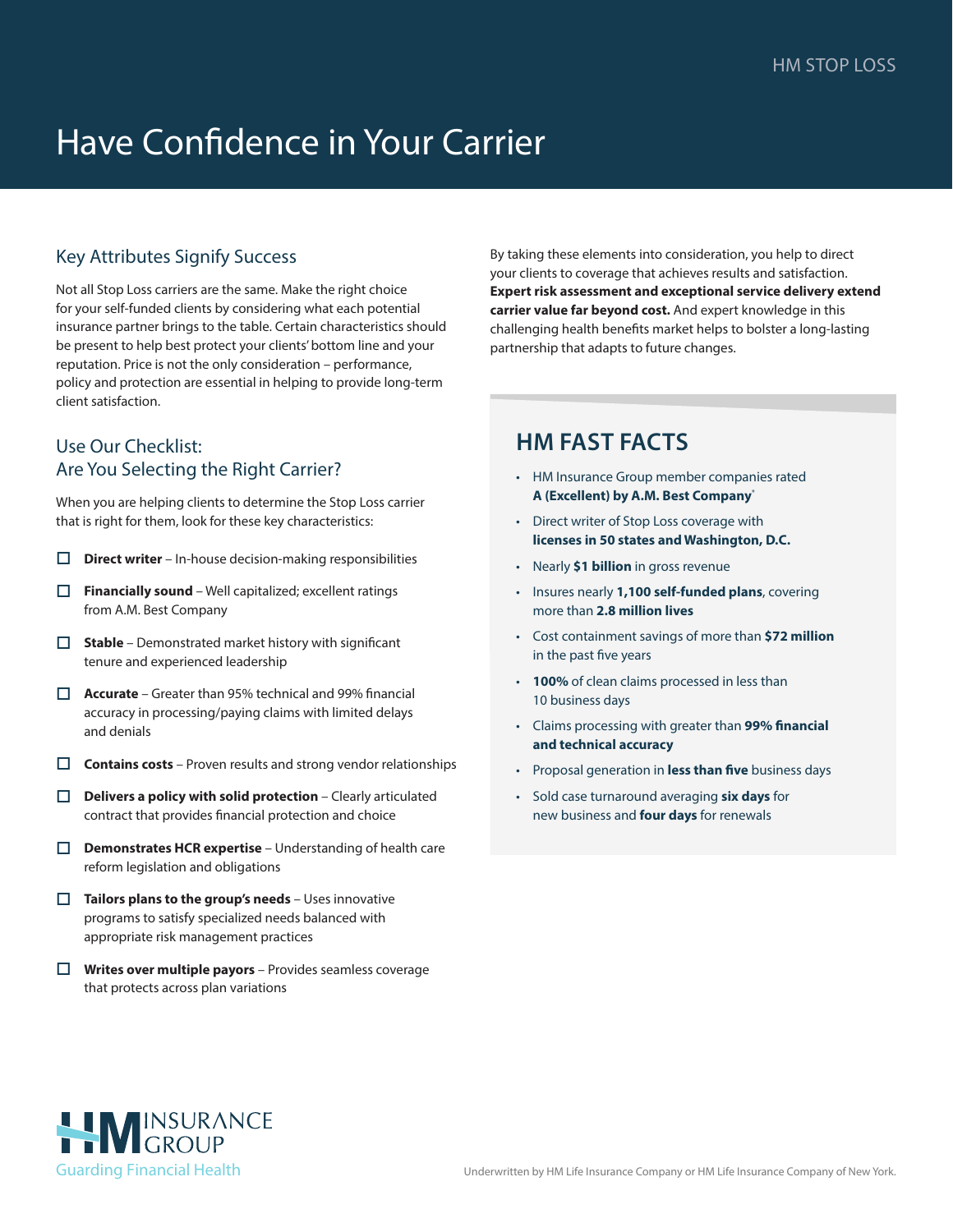HM STOP LOSS

# Have Confidence in Your Carrier

## Key Attributes Signify Success

Not all Stop Loss carriers are the same. Make the right choice for your self-funded clients by considering what each potential insurance partner brings to the table. Certain characteristics should be present to help best protect your clients' bottom line and your reputation. Price is not the only consideration – performance, policy and protection are essential in helping to provide long-term client satisfaction.

## Use Our Checklist: Are You Selecting the Right Carrier?

When you are helping clients to determine the Stop Loss carrier that is right for them, look for these key characteristics:

- ☐ **Direct writer** – In-house decision-making responsibilities
- ☐ **Financially sound** – Well capitalized; excellent ratings from A.M. Best Company
- ☐ **Stable** – Demonstrated market history with significant tenure and experienced leadership
- ☐ **Accurate** – Greater than 95% technical and 99% financial accuracy in processing/paying claims with limited delays and denials
- ☐ **Contains costs** – Proven results and strong vendor relationships
- ☐ **Delivers a policy with solid protection** – Clearly articulated contract that provides financial protection and choice
- ☐ **Demonstrates HCR expertise** – Understanding of health care reform legislation and obligations
- ☐ **Tailors plans to the group's needs** – Uses innovative programs to satisfy specialized needs balanced with appropriate risk management practices
- ☐ **Writes over multiple payors** – Provides seamless coverage that protects across plan variations

By taking these elements into consideration, you help to direct your clients to coverage that achieves results and satisfaction. **Expert risk assessment and exceptional service delivery extend carrier value far beyond cost.** And expert knowledge in this challenging health benefits market helps to bolster a long-lasting partnership that adapts to future changes.

## HM FAST FACTS

- HM Insurance Group member companies rated **A (Excellent) by A.M. Best Company**®
- Direct writer of Stop Loss coverage with **licenses in 50 states and Washington, D.C.**
- Nearly **$1 billion** in gross revenue
- Insures nearly **1,100 self-funded plans**, covering more than **2.8 million lives**
- Cost containment savings of more than **$72 million** in the past five years
- **100%** of clean claims processed in less than 10 business days
- Claims processing with greater than **99% financial and technical accuracy**
- Proposal generation in **less than five** business days
- Sold case turnaround averaging **six days** for new business and **four days** for renewals

HM INSURANCE GROUP
Guarding Financial Health

Underwritten by HM Life Insurance Company or HM Life Insurance Company of New York.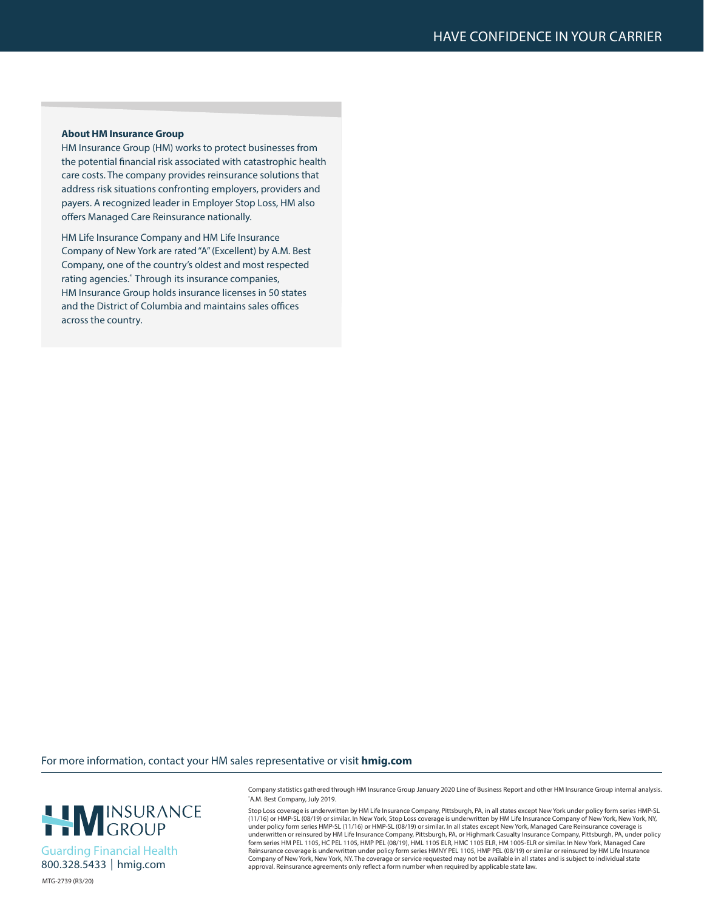## HAVE CONFIDENCE IN YOUR CARRIER

**About HM Insurance Group**

HM Insurance Group (HM) works to protect businesses from the potential financial risk associated with catastrophic health care costs. The company provides reinsurance solutions that address risk situations confronting employers, providers and payers. A recognized leader in Employer Stop Loss, HM also offers Managed Care Reinsurance nationally.

HM Life Insurance Company and HM Life Insurance Company of New York are rated "A" (Excellent) by A.M. Best Company, one of the country's oldest and most respected rating agencies.* Through its insurance companies, HM Insurance Group holds insurance licenses in 50 states and the District of Columbia and maintains sales offices across the country.

For more information, contact your HM sales representative or visit **hmig.com**

HM INSURANCE GROUP

Guarding Financial Health

800.328.5433 | hmig.com

Company statistics gathered through HM Insurance Group January 2020 Line of Business Report and other HM Insurance Group internal analysis.
*A.M. Best Company, July 2019.

Stop Loss coverage is underwritten by HM Life Insurance Company, Pittsburgh, PA, in all states except New York under policy form series HMP-SL (11/16) or HMP-SL (08/19) or similar. In New York, Stop Loss coverage is underwritten by HM Life Insurance Company of New York, New York, NY, under policy form series HMP-SL (11/16) or HMP-SL (08/19) or similar. In all states except New York, Managed Care Reinsurance coverage is underwritten or reinsured by HM Life Insurance Company, Pittsburgh, PA, or Highmark Casualty Insurance Company, Pittsburgh, PA, under policy form series HM PEL 1105, HC PEL 1105, HMP PEL (08/19), HML 1105 ELR, HMC 1105 ELR, HM 1005-ELR or similar. In New York, Managed Care Reinsurance coverage is underwritten under policy form series HMNY PEL 1105, HMP PEL (08/19) or similar or reinsured by HM Life Insurance Company of New York, New York, NY. The coverage or service requested may not be available in all states and is subject to individual state approval. Reinsurance agreements only reflect a form number when required by applicable state law.

MTG-2739 (R3/20)